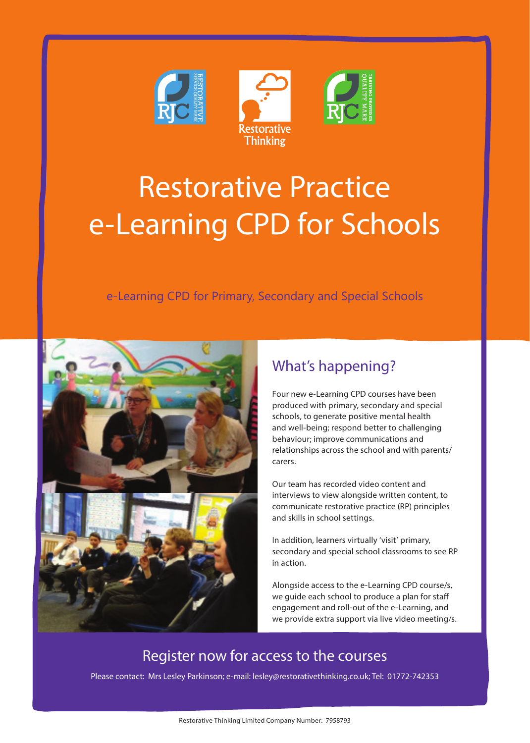Restorative Thinking

# Restorative Practice e-Learning CPD for Schools

e-Learning CPD for Primary, Secondary and Special Schools

## What's happening?

Four new e-Learning CPD courses have been produced with primary, secondary and special schools, to generate positive mental health and well-being; respond better to challenging behaviour; improve communications and relationships across the school and with parents/carers.

Our team has recorded video content and interviews to view alongside written content, to communicate restorative practice (RP) principles and skills in school settings.

In addition, learners virtually 'visit' primary, secondary and special school classrooms to see RP in action.

Alongside access to the e-Learning CPD course/s, we guide each school to produce a plan for staff engagement and roll-out of the e-Learning, and we provide extra support via live video meeting/s.

## Register now for access to the courses

Please contact: Mrs Lesley Parkinson; e-mail: lesley@restorativethinking.co.uk; Tel: 01772-742353

Restorative Thinking Limited Company Number: 7958793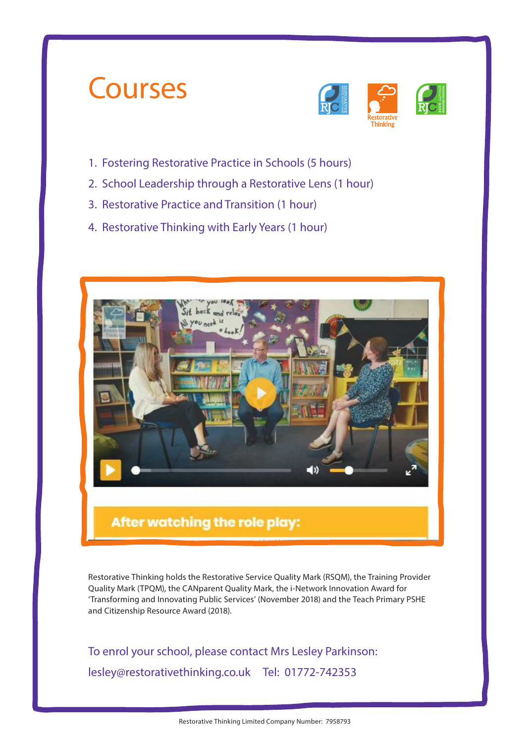# Courses

1. Fostering Restorative Practice in Schools (5 hours)
2. School Leadership through a Restorative Lens (1 hour)
3. Restorative Practice and Transition (1 hour)
4. Restorative Thinking with Early Years (1 hour)

Restorative Thinking holds the Restorative Service Quality Mark (RSQM), the Training Provider Quality Mark (TPQM), the CANparent Quality Mark, the i-Network Innovation Award for 'Transforming and Innovating Public Services' (November 2018) and the Teach Primary PSHE and Citizenship Resource Award (2018).

To enrol your school, please contact Mrs Lesley Parkinson:

lesley@restorativethinking.co.uk Tel: 01772-742353

Restorative Thinking Limited Company Number: 7958793